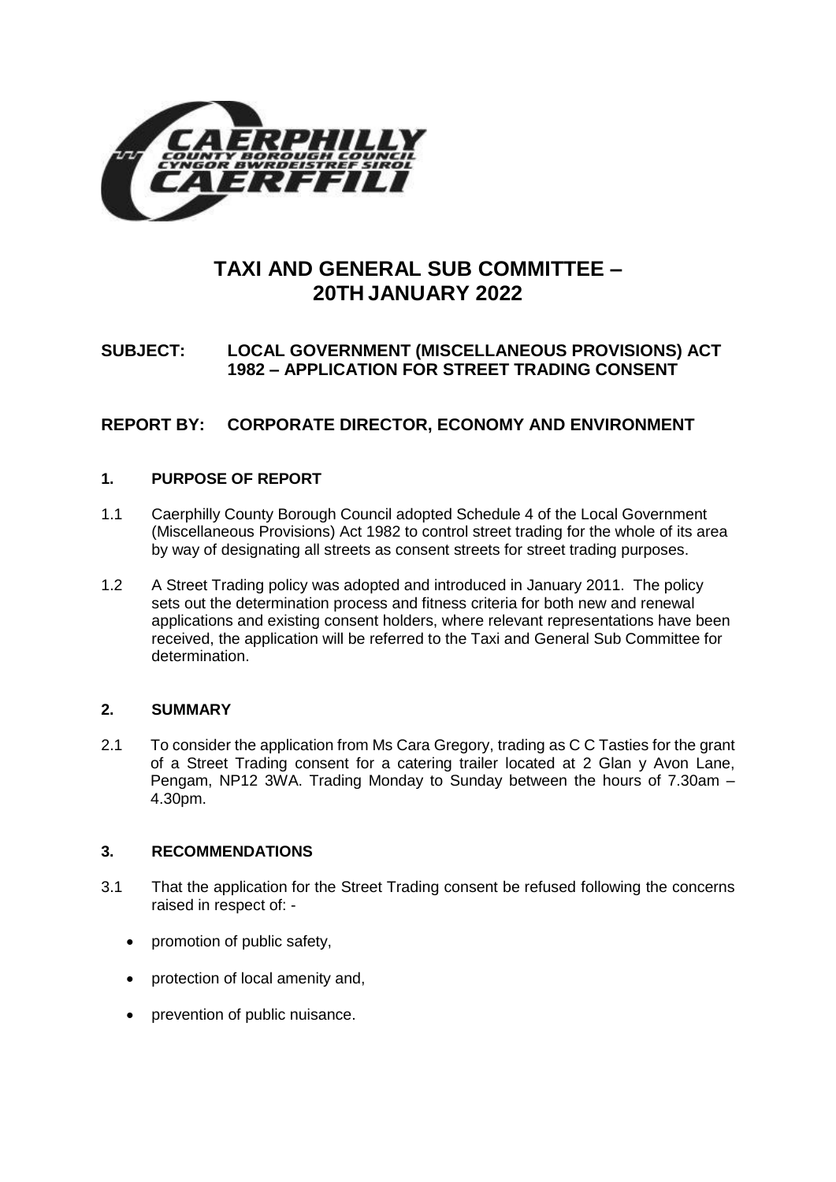# TAXI AND GENERAL SUB COMMITTEE – 20TH JANUARY 2022

**SUBJECT: LOCAL GOVERNMENT (MISCELLANEOUS PROVISIONS) ACT 1982 – APPLICATION FOR STREET TRADING CONSENT**

**REPORT BY: CORPORATE DIRECTOR, ECONOMY AND ENVIRONMENT**

## 1. PURPOSE OF REPORT

1.1 Caerphilly County Borough Council adopted Schedule 4 of the Local Government (Miscellaneous Provisions) Act 1982 to control street trading for the whole of its area by way of designating all streets as consent streets for street trading purposes.

1.2 A Street Trading policy was adopted and introduced in January 2011. The policy sets out the determination process and fitness criteria for both new and renewal applications and existing consent holders, where relevant representations have been received, the application will be referred to the Taxi and General Sub Committee for determination.

## 2. SUMMARY

2.1 To consider the application from Ms Cara Gregory, trading as C C Tasties for the grant of a Street Trading consent for a catering trailer located at 2 Glan y Avon Lane, Pengam, NP12 3WA. Trading Monday to Sunday between the hours of 7.30am – 4.30pm.

## 3. RECOMMENDATIONS

3.1 That the application for the Street Trading consent be refused following the concerns raised in respect of: -

- promotion of public safety,
- protection of local amenity and,
- prevention of public nuisance.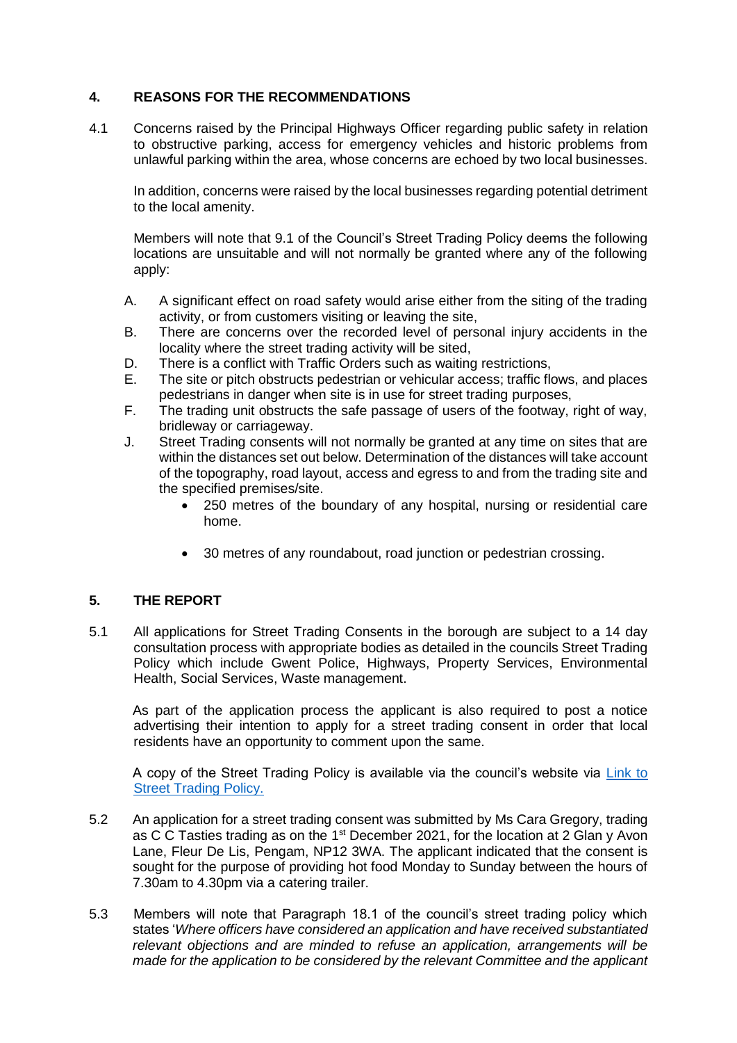## 4. REASONS FOR THE RECOMMENDATIONS

4.1 Concerns raised by the Principal Highways Officer regarding public safety in relation to obstructive parking, access for emergency vehicles and historic problems from unlawful parking within the area, whose concerns are echoed by two local businesses.

In addition, concerns were raised by the local businesses regarding potential detriment to the local amenity.

Members will note that 9.1 of the Council's Street Trading Policy deems the following locations are unsuitable and will not normally be granted where any of the following apply:

A. A significant effect on road safety would arise either from the siting of the trading activity, or from customers visiting or leaving the site,

B. There are concerns over the recorded level of personal injury accidents in the locality where the street trading activity will be sited,

D. There is a conflict with Traffic Orders such as waiting restrictions,

E. The site or pitch obstructs pedestrian or vehicular access; traffic flows, and places pedestrians in danger when site is in use for street trading purposes,

F. The trading unit obstructs the safe passage of users of the footway, right of way, bridleway or carriageway.

J. Street Trading consents will not normally be granted at any time on sites that are within the distances set out below. Determination of the distances will take account of the topography, road layout, access and egress to and from the trading site and the specified premises/site.

- 250 metres of the boundary of any hospital, nursing or residential care home.
- 30 metres of any roundabout, road junction or pedestrian crossing.

## 5. THE REPORT

5.1 All applications for Street Trading Consents in the borough are subject to a 14 day consultation process with appropriate bodies as detailed in the councils Street Trading Policy which include Gwent Police, Highways, Property Services, Environmental Health, Social Services, Waste management.

As part of the application process the applicant is also required to post a notice advertising their intention to apply for a street trading consent in order that local residents have an opportunity to comment upon the same.

A copy of the Street Trading Policy is available via the council's website via [Link to Street Trading Policy.]

5.2 An application for a street trading consent was submitted by Ms Cara Gregory, trading as C C Tasties trading as on the 1st December 2021, for the location at 2 Glan y Avon Lane, Fleur De Lis, Pengam, NP12 3WA. The applicant indicated that the consent is sought for the purpose of providing hot food Monday to Sunday between the hours of 7.30am to 4.30pm via a catering trailer.

5.3 Members will note that Paragraph 18.1 of the council's street trading policy which states '*Where officers have considered an application and have received substantiated relevant objections and are minded to refuse an application, arrangements will be made for the application to be considered by the relevant Committee and the applicant*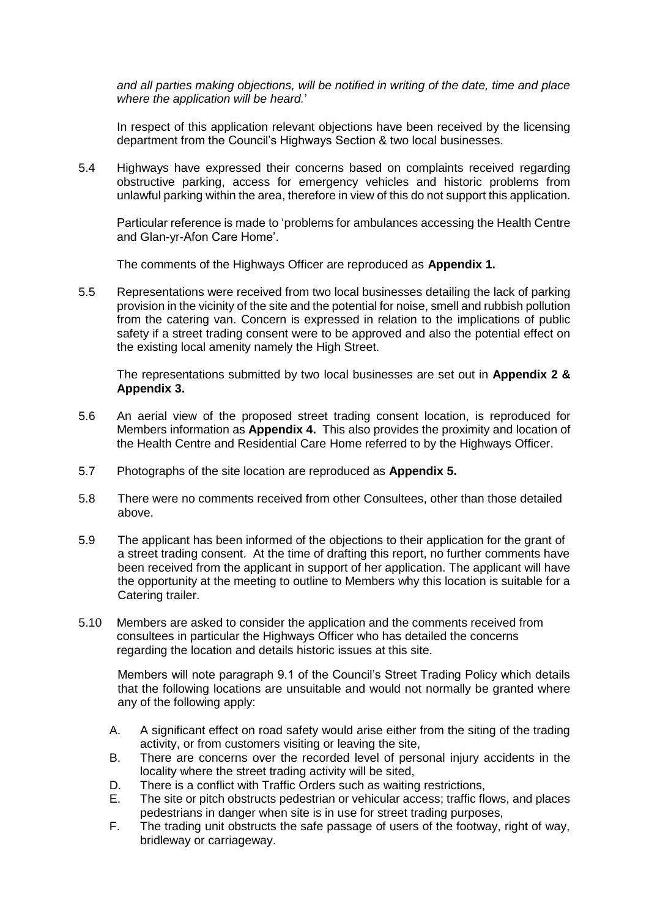*and all parties making objections, will be notified in writing of the date, time and place where the application will be heard.'*

In respect of this application relevant objections have been received by the licensing department from the Council's Highways Section & two local businesses.

5.4 Highways have expressed their concerns based on complaints received regarding obstructive parking, access for emergency vehicles and historic problems from unlawful parking within the area, therefore in view of this do not support this application.

Particular reference is made to 'problems for ambulances accessing the Health Centre and Glan-yr-Afon Care Home'.

The comments of the Highways Officer are reproduced as **Appendix 1.**

5.5 Representations were received from two local businesses detailing the lack of parking provision in the vicinity of the site and the potential for noise, smell and rubbish pollution from the catering van. Concern is expressed in relation to the implications of public safety if a street trading consent were to be approved and also the potential effect on the existing local amenity namely the High Street.

The representations submitted by two local businesses are set out in **Appendix 2 & Appendix 3.**

5.6 An aerial view of the proposed street trading consent location, is reproduced for Members information as **Appendix 4.** This also provides the proximity and location of the Health Centre and Residential Care Home referred to by the Highways Officer.

5.7 Photographs of the site location are reproduced as **Appendix 5.**

5.8 There were no comments received from other Consultees, other than those detailed above.

5.9 The applicant has been informed of the objections to their application for the grant of a street trading consent. At the time of drafting this report, no further comments have been received from the applicant in support of her application. The applicant will have the opportunity at the meeting to outline to Members why this location is suitable for a Catering trailer.

5.10 Members are asked to consider the application and the comments received from consultees in particular the Highways Officer who has detailed the concerns regarding the location and details historic issues at this site.

Members will note paragraph 9.1 of the Council's Street Trading Policy which details that the following locations are unsuitable and would not normally be granted where any of the following apply:

A. A significant effect on road safety would arise either from the siting of the trading activity, or from customers visiting or leaving the site,

B. There are concerns over the recorded level of personal injury accidents in the locality where the street trading activity will be sited,

D. There is a conflict with Traffic Orders such as waiting restrictions,

E. The site or pitch obstructs pedestrian or vehicular access; traffic flows, and places pedestrians in danger when site is in use for street trading purposes,

F. The trading unit obstructs the safe passage of users of the footway, right of way, bridleway or carriageway.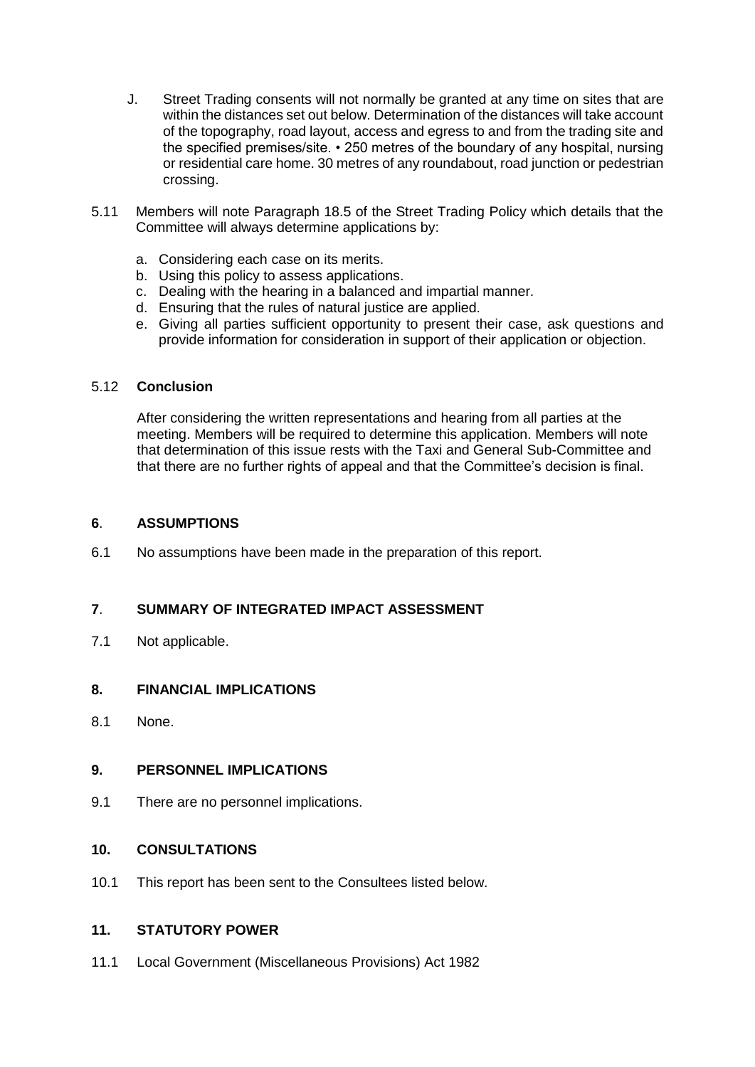J. Street Trading consents will not normally be granted at any time on sites that are within the distances set out below. Determination of the distances will take account of the topography, road layout, access and egress to and from the trading site and the specified premises/site. • 250 metres of the boundary of any hospital, nursing or residential care home. 30 metres of any roundabout, road junction or pedestrian crossing.

5.11 Members will note Paragraph 18.5 of the Street Trading Policy which details that the Committee will always determine applications by:

a. Considering each case on its merits.
b. Using this policy to assess applications.
c. Dealing with the hearing in a balanced and impartial manner.
d. Ensuring that the rules of natural justice are applied.
e. Giving all parties sufficient opportunity to present their case, ask questions and provide information for consideration in support of their application or objection.

5.12 **Conclusion**

After considering the written representations and hearing from all parties at the meeting. Members will be required to determine this application. Members will note that determination of this issue rests with the Taxi and General Sub-Committee and that there are no further rights of appeal and that the Committee's decision is final.

## 6. ASSUMPTIONS

6.1 No assumptions have been made in the preparation of this report.

## 7. SUMMARY OF INTEGRATED IMPACT ASSESSMENT

7.1 Not applicable.

## 8. FINANCIAL IMPLICATIONS

8.1 None.

## 9. PERSONNEL IMPLICATIONS

9.1 There are no personnel implications.

## 10. CONSULTATIONS

10.1 This report has been sent to the Consultees listed below.

## 11. STATUTORY POWER

11.1 Local Government (Miscellaneous Provisions) Act 1982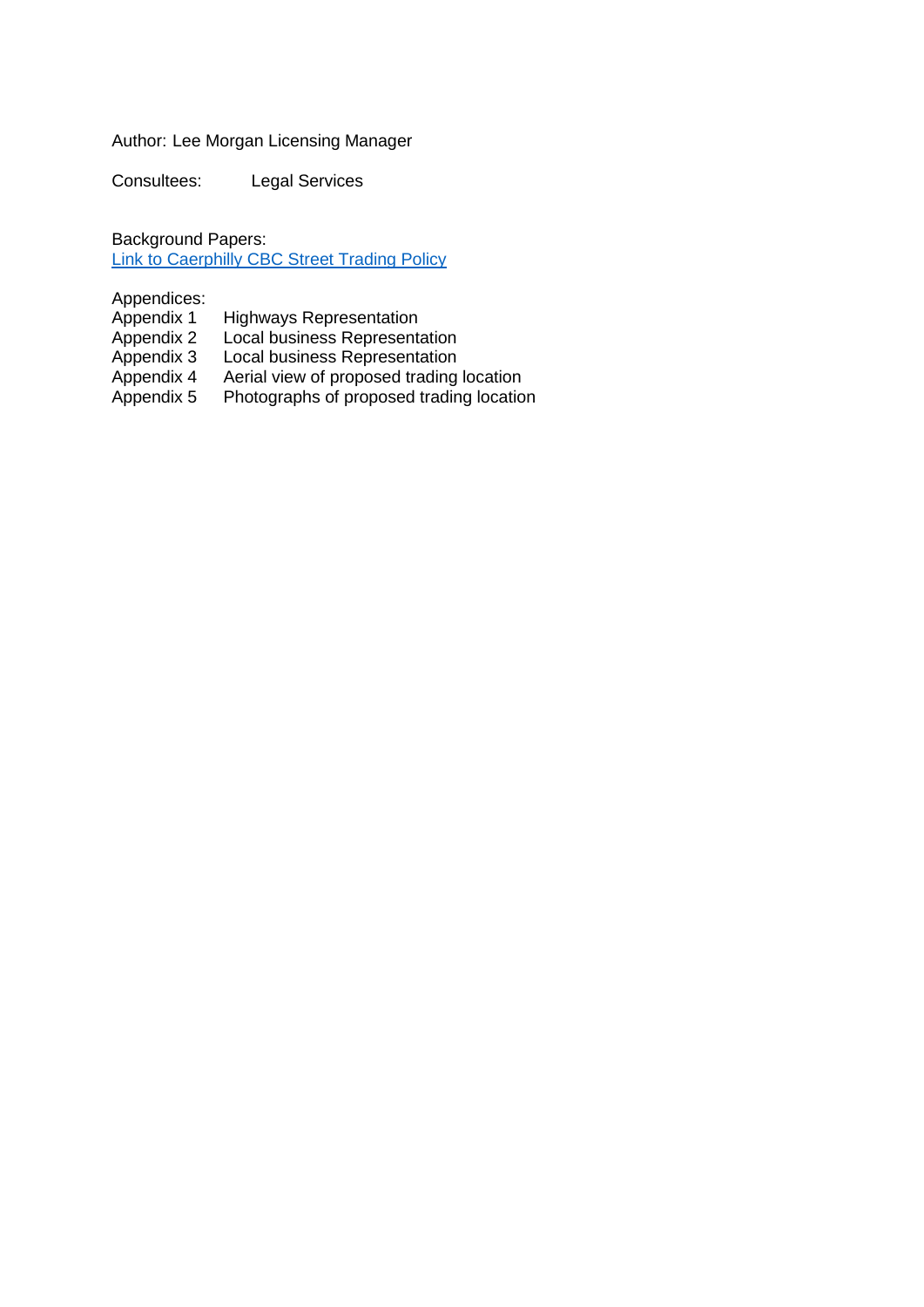Author: Lee Morgan Licensing Manager

Consultees: Legal Services

Background Papers:
Link to Caerphilly CBC Street Trading Policy

Appendices:
Appendix 1 Highways Representation
Appendix 2 Local business Representation
Appendix 3 Local business Representation
Appendix 4 Aerial view of proposed trading location
Appendix 5 Photographs of proposed trading location